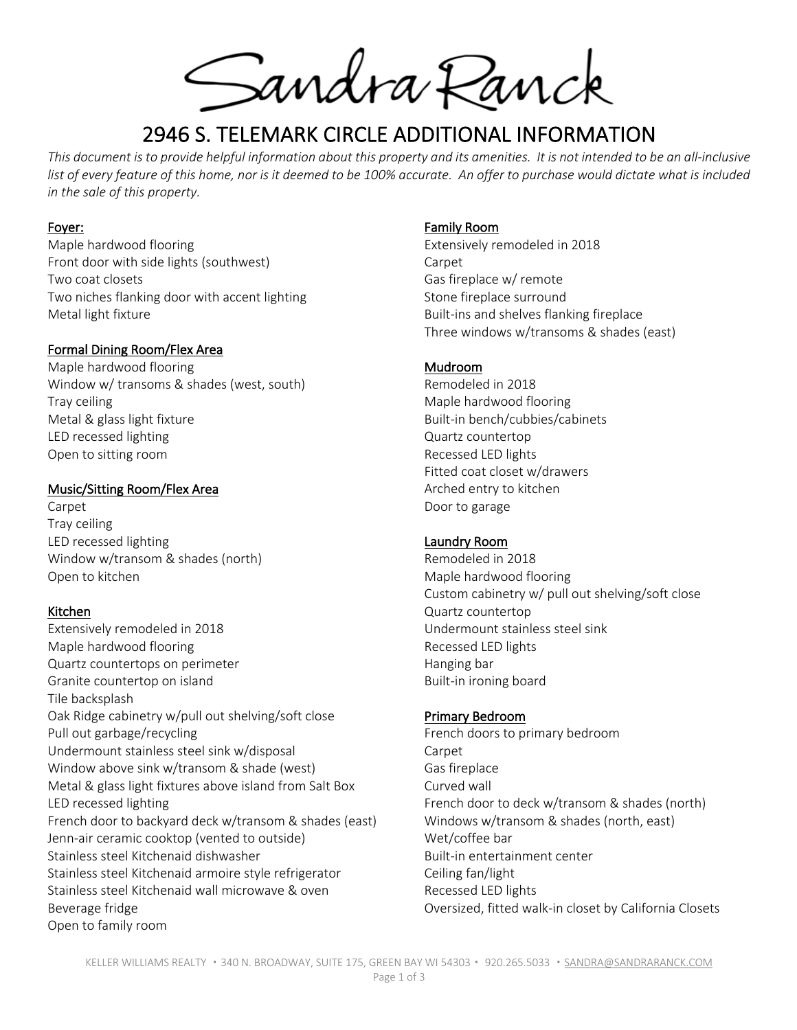# Sandra Ranck

## 2946 S. TELEMARK CIRCLE ADDITIONAL INFORMATION

*This document is to provide helpful information about this property and its amenities. It is not intended to be an all-inclusive list of every feature of this home, nor is it deemed to be 100% accurate. An offer to purchase would dictate what is included in the sale of this property.*

### Foyer:

Maple hardwood flooring
Front door with side lights (southwest)
Two coat closets
Two niches flanking door with accent lighting
Metal light fixture

### Formal Dining Room/Flex Area

Maple hardwood flooring
Window w/ transoms & shades (west, south)
Tray ceiling
Metal & glass light fixture
LED recessed lighting
Open to sitting room

### Music/Sitting Room/Flex Area

Carpet
Tray ceiling
LED recessed lighting
Window w/transom & shades (north)
Open to kitchen

### Kitchen

Extensively remodeled in 2018
Maple hardwood flooring
Quartz countertops on perimeter
Granite countertop on island
Tile backsplash
Oak Ridge cabinetry w/pull out shelving/soft close
Pull out garbage/recycling
Undermount stainless steel sink w/disposal
Window above sink w/transom & shade (west)
Metal & glass light fixtures above island from Salt Box
LED recessed lighting
French door to backyard deck w/transom & shades (east)
Jenn-air ceramic cooktop (vented to outside)
Stainless steel Kitchenaid dishwasher
Stainless steel Kitchenaid armoire style refrigerator
Stainless steel Kitchenaid wall microwave & oven
Beverage fridge
Open to family room

### Family Room

Extensively remodeled in 2018
Carpet
Gas fireplace w/ remote
Stone fireplace surround
Built-ins and shelves flanking fireplace
Three windows w/transoms & shades (east)

### Mudroom

Remodeled in 2018
Maple hardwood flooring
Built-in bench/cubbies/cabinets
Quartz countertop
Recessed LED lights
Fitted coat closet w/drawers
Arched entry to kitchen
Door to garage

### Laundry Room

Remodeled in 2018
Maple hardwood flooring
Custom cabinetry w/ pull out shelving/soft close
Quartz countertop
Undermount stainless steel sink
Recessed LED lights
Hanging bar
Built-in ironing board

### Primary Bedroom

French doors to primary bedroom
Carpet
Gas fireplace
Curved wall
French door to deck w/transom & shades (north)
Windows w/transom & shades (north, east)
Wet/coffee bar
Built-in entertainment center
Ceiling fan/light
Recessed LED lights
Oversized, fitted walk-in closet by California Closets

KELLER WILLIAMS REALTY • 340 N. BROADWAY, SUITE 175, GREEN BAY WI 54303 • 920.265.5033 • SANDRA@SANDRARANCK.COM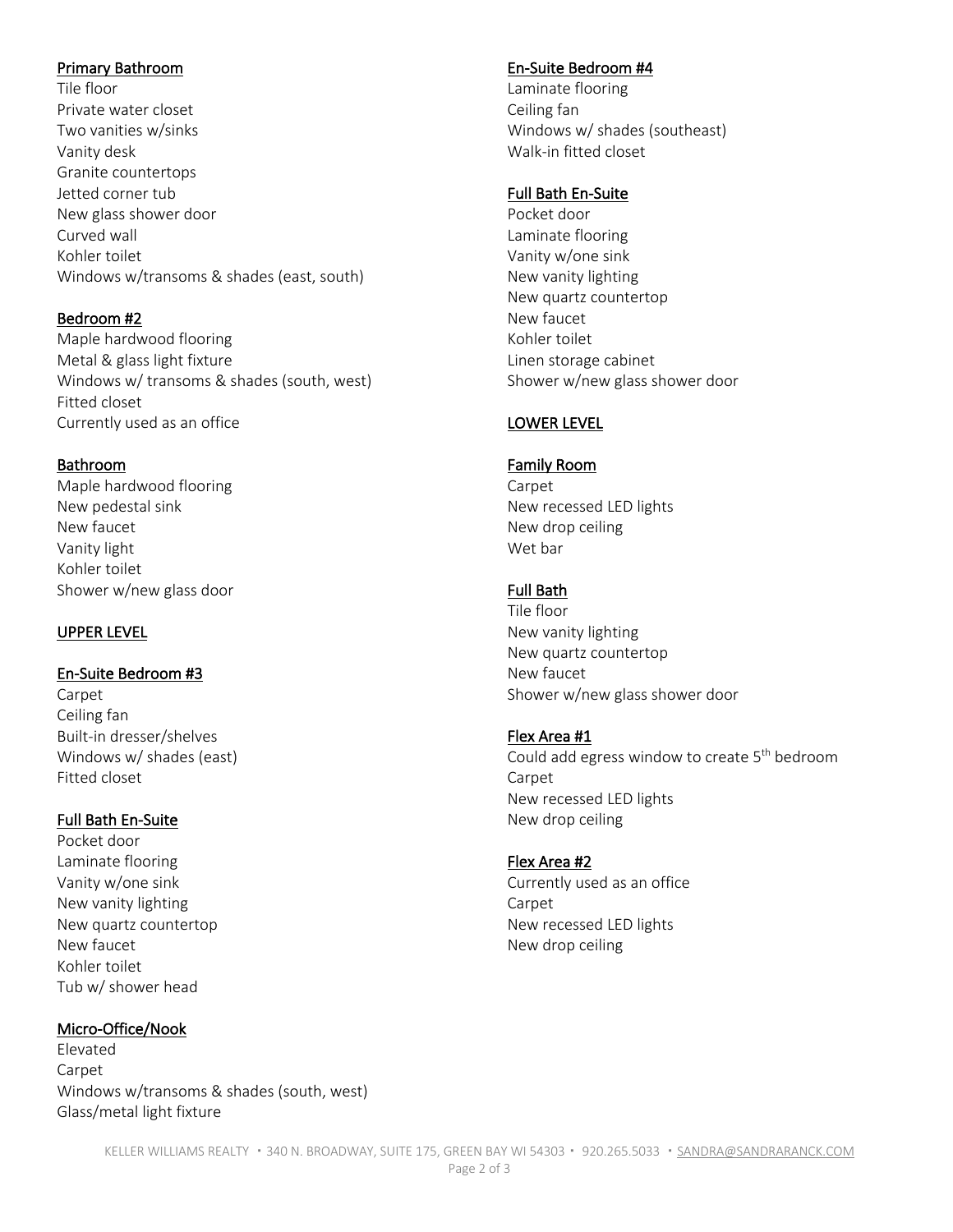### Primary Bathroom

Tile floor
Private water closet
Two vanities w/sinks
Vanity desk
Granite countertops
Jetted corner tub
New glass shower door
Curved wall
Kohler toilet
Windows w/transoms & shades (east, south)

### Bedroom #2

Maple hardwood flooring
Metal & glass light fixture
Windows w/ transoms & shades (south, west)
Fitted closet
Currently used as an office

### Bathroom

Maple hardwood flooring
New pedestal sink
New faucet
Vanity light
Kohler toilet
Shower w/new glass door

## UPPER LEVEL

### En-Suite Bedroom #3

Carpet
Ceiling fan
Built-in dresser/shelves
Windows w/ shades (east)
Fitted closet

### Full Bath En-Suite

Pocket door
Laminate flooring
Vanity w/one sink
New vanity lighting
New quartz countertop
New faucet
Kohler toilet
Tub w/ shower head

### Micro-Office/Nook

Elevated
Carpet
Windows w/transoms & shades (south, west)
Glass/metal light fixture

### En-Suite Bedroom #4

Laminate flooring
Ceiling fan
Windows w/ shades (southeast)
Walk-in fitted closet

### Full Bath En-Suite

Pocket door
Laminate flooring
Vanity w/one sink
New vanity lighting
New quartz countertop
New faucet
Kohler toilet
Linen storage cabinet
Shower w/new glass shower door

## LOWER LEVEL

### Family Room

Carpet
New recessed LED lights
New drop ceiling
Wet bar

### Full Bath

Tile floor
New vanity lighting
New quartz countertop
New faucet
Shower w/new glass shower door

### Flex Area #1

Could add egress window to create 5th bedroom
Carpet
New recessed LED lights
New drop ceiling

### Flex Area #2

Currently used as an office
Carpet
New recessed LED lights
New drop ceiling

KELLER WILLIAMS REALTY • 340 N. BROADWAY, SUITE 175, GREEN BAY WI 54303 • 920.265.5033 • SANDRA@SANDRARANCK.COM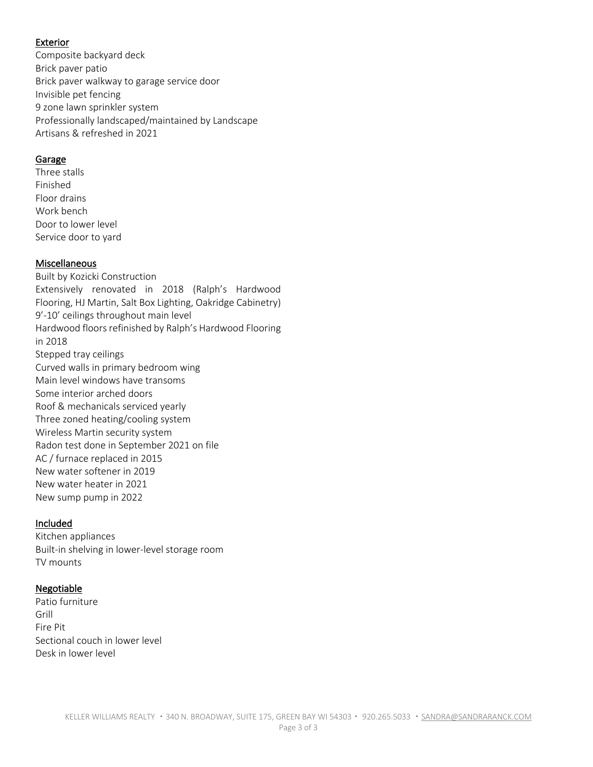## Exterior

Composite backyard deck
Brick paver patio
Brick paver walkway to garage service door
Invisible pet fencing
9 zone lawn sprinkler system
Professionally landscaped/maintained by Landscape Artisans & refreshed in 2021

## Garage

Three stalls
Finished
Floor drains
Work bench
Door to lower level
Service door to yard

## Miscellaneous

Built by Kozicki Construction
Extensively renovated in 2018 (Ralph's Hardwood Flooring, HJ Martin, Salt Box Lighting, Oakridge Cabinetry)
9'-10' ceilings throughout main level
Hardwood floors refinished by Ralph's Hardwood Flooring in 2018
Stepped tray ceilings
Curved walls in primary bedroom wing
Main level windows have transoms
Some interior arched doors
Roof & mechanicals serviced yearly
Three zoned heating/cooling system
Wireless Martin security system
Radon test done in September 2021 on file
AC / furnace replaced in 2015
New water softener in 2019
New water heater in 2021
New sump pump in 2022

## Included

Kitchen appliances
Built-in shelving in lower-level storage room
TV mounts

## Negotiable

Patio furniture
Grill
Fire Pit
Sectional couch in lower level
Desk in lower level